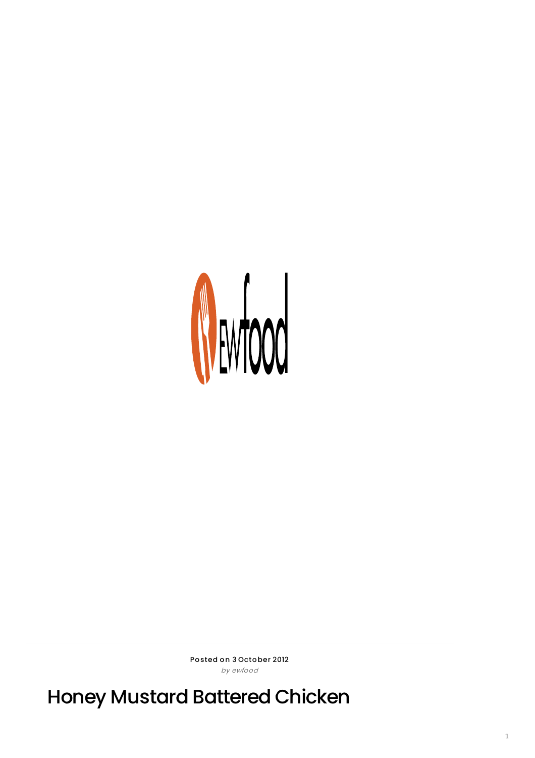Posted on 3 October 2012
*by ewfood*

# Honey Mustard Battered Chicken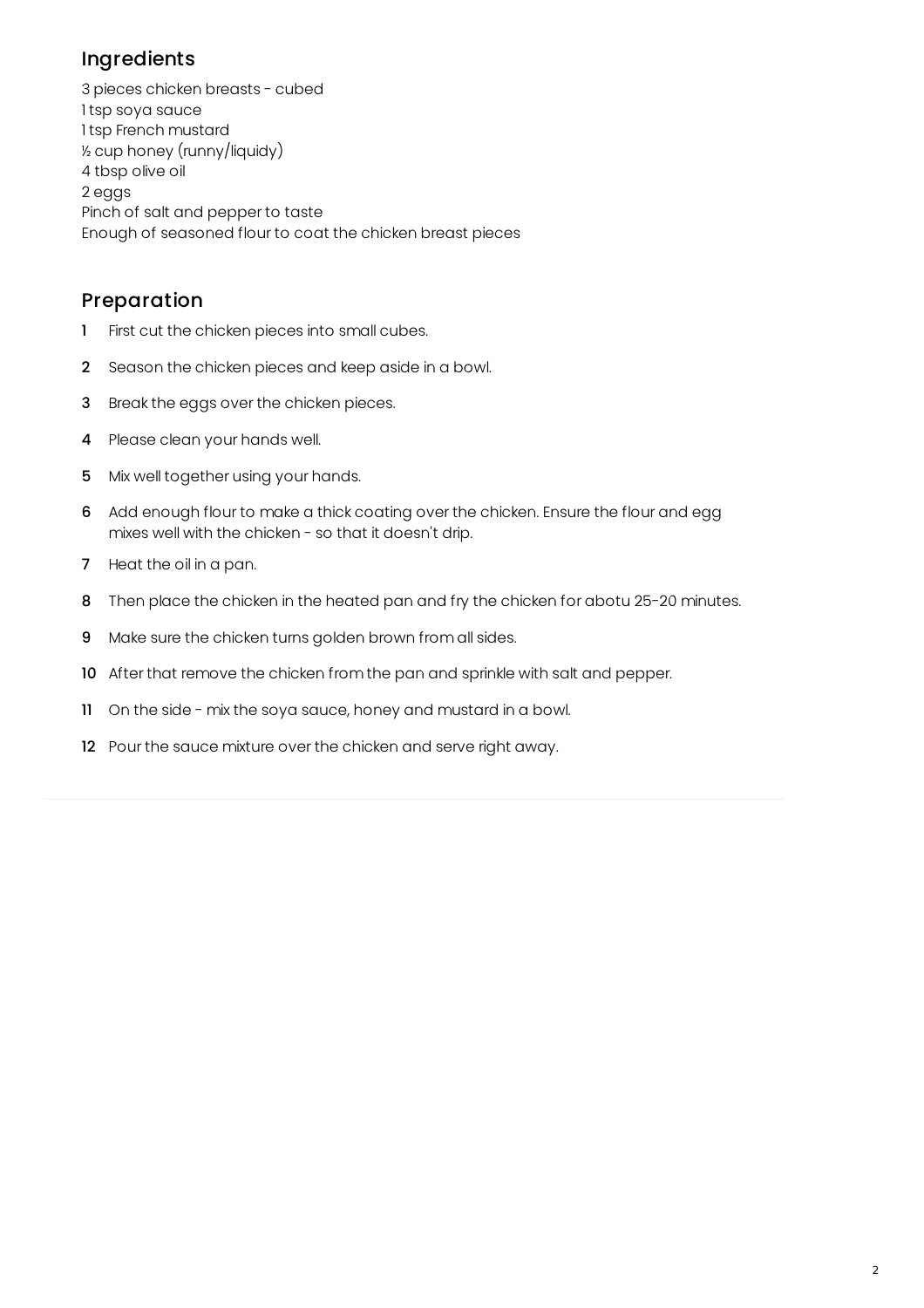## Ingredients

3 pieces chicken breasts - cubed
1 tsp soya sauce
1 tsp French mustard
½ cup honey (runny/liquidy)
4 tbsp olive oil
2 eggs
Pinch of salt and pepper to taste
Enough of seasoned flour to coat the chicken breast pieces

## Preparation

1. First cut the chicken pieces into small cubes.
2. Season the chicken pieces and keep aside in a bowl.
3. Break the eggs over the chicken pieces.
4. Please clean your hands well.
5. Mix well together using your hands.
6. Add enough flour to make a thick coating over the chicken. Ensure the flour and egg mixes well with the chicken - so that it doesn't drip.
7. Heat the oil in a pan.
8. Then place the chicken in the heated pan and fry the chicken for abotu 25-20 minutes.
9. Make sure the chicken turns golden brown from all sides.
10. After that remove the chicken from the pan and sprinkle with salt and pepper.
11. On the side - mix the soya sauce, honey and mustard in a bowl.
12. Pour the sauce mixture over the chicken and serve right away.